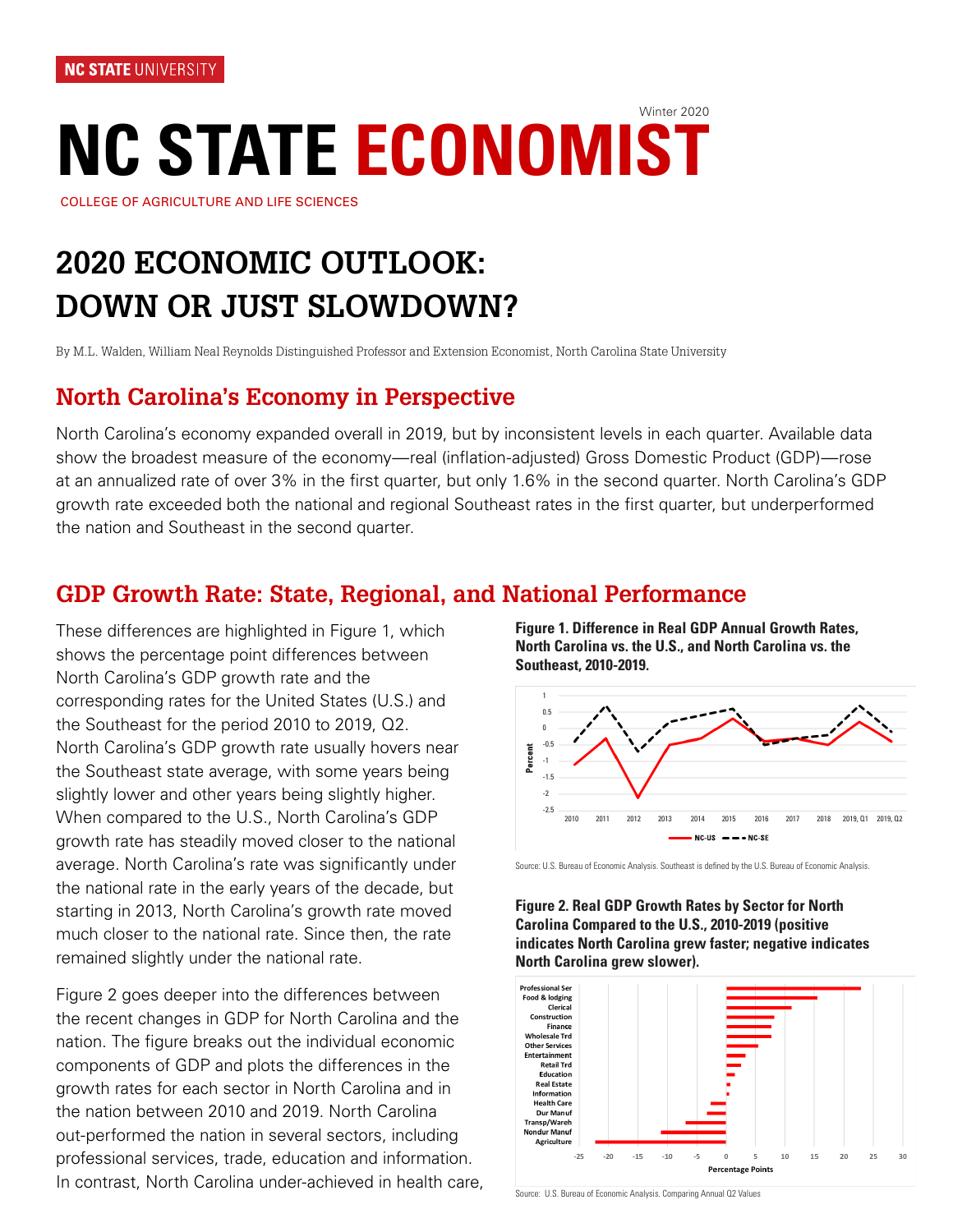NC STATE UNIVERSITY

Winter 2020

# NC STATE ECONOMIST

COLLEGE OF AGRICULTURE AND LIFE SCIENCES

# 2020 ECONOMIC OUTLOOK: DOWN OR JUST SLOWDOWN?

By M.L. Walden, William Neal Reynolds Distinguished Professor and Extension Economist, North Carolina State University

## North Carolina's Economy in Perspective

North Carolina's economy expanded overall in 2019, but by inconsistent levels in each quarter. Available data show the broadest measure of the economy—real (inflation-adjusted) Gross Domestic Product (GDP)—rose at an annualized rate of over 3% in the first quarter, but only 1.6% in the second quarter. North Carolina's GDP growth rate exceeded both the national and regional Southeast rates in the first quarter, but underperformed the nation and Southeast in the second quarter.

## GDP Growth Rate: State, Regional, and National Performance

These differences are highlighted in Figure 1, which shows the percentage point differences between North Carolina's GDP growth rate and the corresponding rates for the United States (U.S.) and the Southeast for the period 2010 to 2019, Q2. North Carolina's GDP growth rate usually hovers near the Southeast state average, with some years being slightly lower and other years being slightly higher. When compared to the U.S., North Carolina's GDP growth rate has steadily moved closer to the national average. North Carolina's rate was significantly under the national rate in the early years of the decade, but starting in 2013, North Carolina's growth rate moved much closer to the national rate. Since then, the rate remained slightly under the national rate.

**Figure 1. Difference in Real GDP Annual Growth Rates, North Carolina vs. the U.S., and North Carolina vs. the Southeast, 2010-2019.**

Source: U.S. Bureau of Economic Analysis. Southeast is defined by the U.S. Bureau of Economic Analysis.

Figure 2 goes deeper into the differences between the recent changes in GDP for North Carolina and the nation. The figure breaks out the individual economic components of GDP and plots the differences in the growth rates for each sector in North Carolina and in the nation between 2010 and 2019. North Carolina out-performed the nation in several sectors, including professional services, trade, education and information. In contrast, North Carolina under-achieved in health care,

**Figure 2. Real GDP Growth Rates by Sector for North Carolina Compared to the U.S., 2010-2019 (positive indicates North Carolina grew faster; negative indicates North Carolina grew slower).**

Source: U.S. Bureau of Economic Analysis. Comparing Annual Q2 Values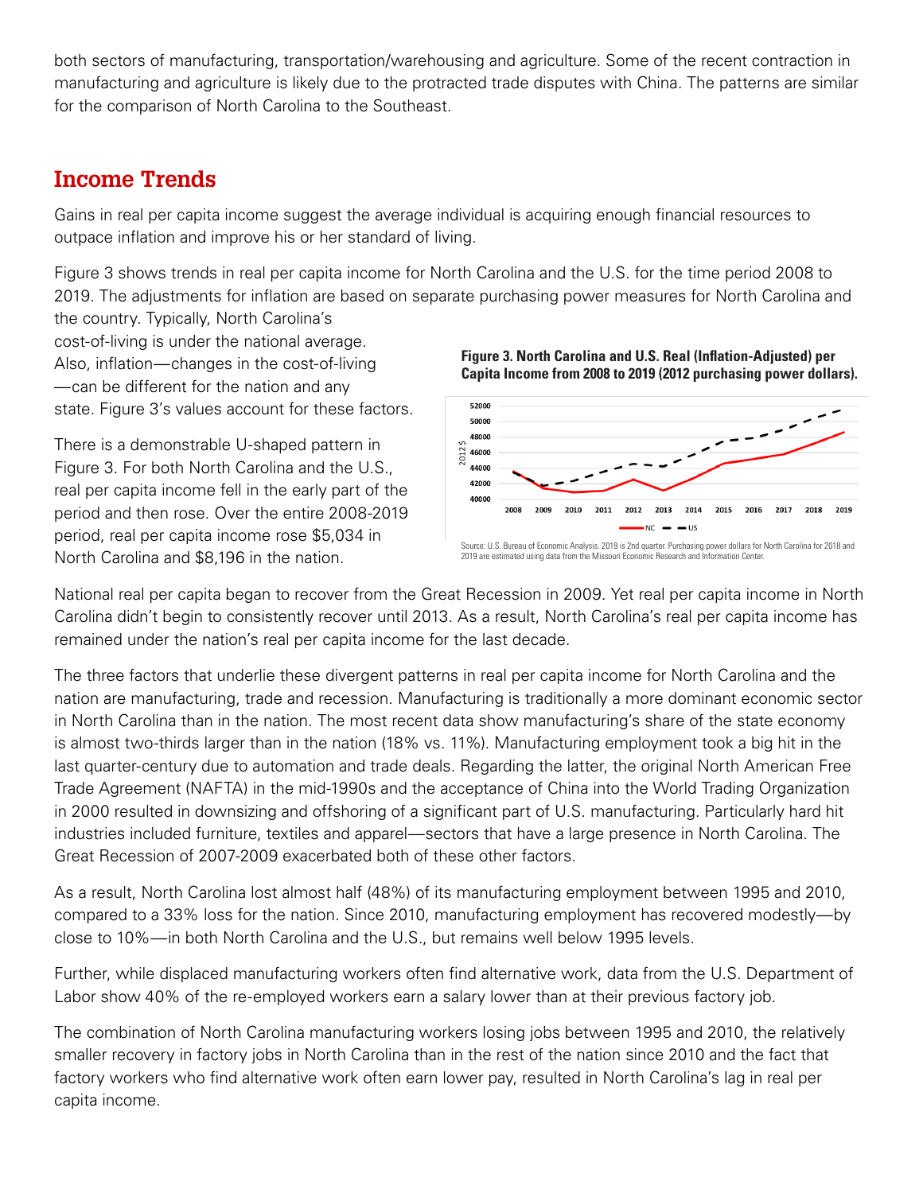both sectors of manufacturing, transportation/warehousing and agriculture. Some of the recent contraction in manufacturing and agriculture is likely due to the protracted trade disputes with China. The patterns are similar for the comparison of North Carolina to the Southeast.

## Income Trends

Gains in real per capita income suggest the average individual is acquiring enough financial resources to outpace inflation and improve his or her standard of living.

Figure 3 shows trends in real per capita income for North Carolina and the U.S. for the time period 2008 to 2019. The adjustments for inflation are based on separate purchasing power measures for North Carolina and the country. Typically, North Carolina's cost-of-living is under the national average. Also, inflation—changes in the cost-of-living—can be different for the nation and any state. Figure 3's values account for these factors.

There is a demonstrable U-shaped pattern in Figure 3. For both North Carolina and the U.S., real per capita income fell in the early part of the period and then rose. Over the entire 2008-2019 period, real per capita income rose $5,034 in North Carolina and $8,196 in the nation.

**Figure 3. North Carolina and U.S. Real (Inflation-Adjusted) per Capita Income from 2008 to 2019 (2012 purchasing power dollars).**

Source: U.S. Bureau of Economic Analysis. 2019 is 2nd quarter. Purchasing power dollars for North Carolina for 2018 and 2019 are estimated using data from the Missouri Economic Research and Information Center.

National real per capita began to recover from the Great Recession in 2009. Yet real per capita income in North Carolina didn't begin to consistently recover until 2013. As a result, North Carolina's real per capita income has remained under the nation's real per capita income for the last decade.

The three factors that underlie these divergent patterns in real per capita income for North Carolina and the nation are manufacturing, trade and recession. Manufacturing is traditionally a more dominant economic sector in North Carolina than in the nation. The most recent data show manufacturing's share of the state economy is almost two-thirds larger than in the nation (18% vs. 11%). Manufacturing employment took a big hit in the last quarter-century due to automation and trade deals. Regarding the latter, the original North American Free Trade Agreement (NAFTA) in the mid-1990s and the acceptance of China into the World Trading Organization in 2000 resulted in downsizing and offshoring of a significant part of U.S. manufacturing. Particularly hard hit industries included furniture, textiles and apparel—sectors that have a large presence in North Carolina. The Great Recession of 2007-2009 exacerbated both of these other factors.

As a result, North Carolina lost almost half (48%) of its manufacturing employment between 1995 and 2010, compared to a 33% loss for the nation. Since 2010, manufacturing employment has recovered modestly—by close to 10%—in both North Carolina and the U.S., but remains well below 1995 levels.

Further, while displaced manufacturing workers often find alternative work, data from the U.S. Department of Labor show 40% of the re-employed workers earn a salary lower than at their previous factory job.

The combination of North Carolina manufacturing workers losing jobs between 1995 and 2010, the relatively smaller recovery in factory jobs in North Carolina than in the rest of the nation since 2010 and the fact that factory workers who find alternative work often earn lower pay, resulted in North Carolina's lag in real per capita income.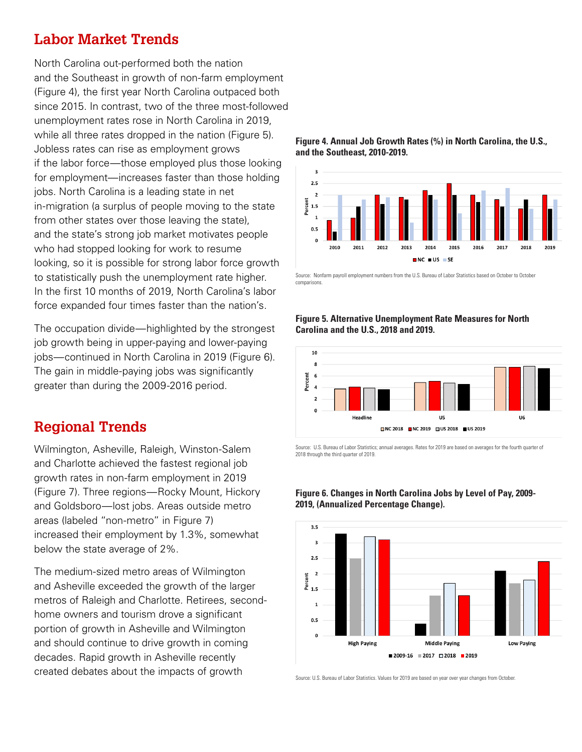## Labor Market Trends

North Carolina out-performed both the nation and the Southeast in growth of non-farm employment (Figure 4), the first year North Carolina outpaced both since 2015. In contrast, two of the three most-followed unemployment rates rose in North Carolina in 2019, while all three rates dropped in the nation (Figure 5). Jobless rates can rise as employment grows if the labor force—those employed plus those looking for employment—increases faster than those holding jobs. North Carolina is a leading state in net in-migration (a surplus of people moving to the state from other states over those leaving the state), and the state's strong job market motivates people who had stopped looking for work to resume looking, so it is possible for strong labor force growth to statistically push the unemployment rate higher. In the first 10 months of 2019, North Carolina's labor force expanded four times faster than the nation's.

The occupation divide—highlighted by the strongest job growth being in upper-paying and lower-paying jobs—continued in North Carolina in 2019 (Figure 6). The gain in middle-paying jobs was significantly greater than during the 2009-2016 period.

## Regional Trends

Wilmington, Asheville, Raleigh, Winston-Salem and Charlotte achieved the fastest regional job growth rates in non-farm employment in 2019 (Figure 7). Three regions—Rocky Mount, Hickory and Goldsboro—lost jobs. Areas outside metro areas (labeled "non-metro" in Figure 7) increased their employment by 1.3%, somewhat below the state average of 2%.

The medium-sized metro areas of Wilmington and Asheville exceeded the growth of the larger metros of Raleigh and Charlotte. Retirees, second-home owners and tourism drove a significant portion of growth in Asheville and Wilmington and should continue to drive growth in coming decades. Rapid growth in Asheville recently created debates about the impacts of growth

**Figure 4. Annual Job Growth Rates (%) in North Carolina, the U.S., and the Southeast, 2010-2019.**

Source: Nonfarm payroll employment numbers from the U.S. Bureau of Labor Statistics based on October to October comparisons.

**Figure 5. Alternative Unemployment Rate Measures for North Carolina and the U.S., 2018 and 2019.**

Source: U.S. Bureau of Labor Statistics; annual averages. Rates for 2019 are based on averages for the fourth quarter of 2018 through the third quarter of 2019.

**Figure 6. Changes in North Carolina Jobs by Level of Pay, 2009-2019, (Annualized Percentage Change).**

Source: U.S. Bureau of Labor Statistics. Values for 2019 are based on year over year changes from October.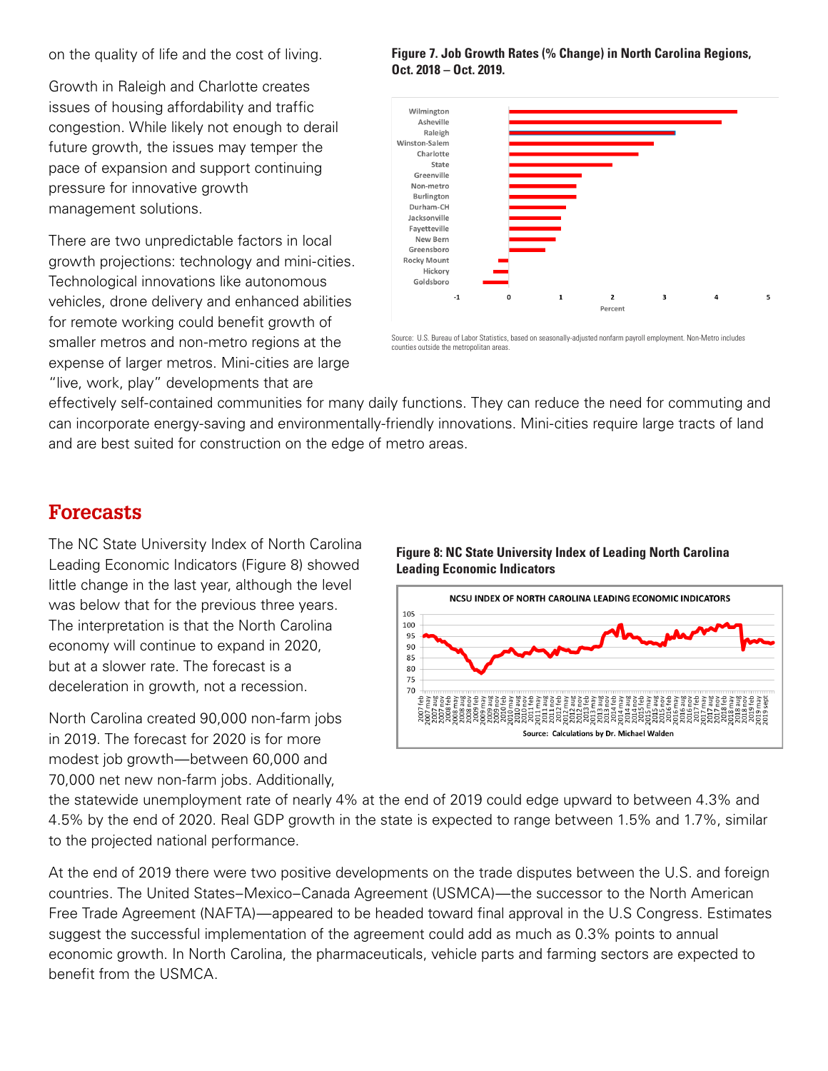on the quality of life and the cost of living.

Growth in Raleigh and Charlotte creates issues of housing affordability and traffic congestion. While likely not enough to derail future growth, the issues may temper the pace of expansion and support continuing pressure for innovative growth management solutions.

There are two unpredictable factors in local growth projections: technology and mini-cities. Technological innovations like autonomous vehicles, drone delivery and enhanced abilities for remote working could benefit growth of smaller metros and non-metro regions at the expense of larger metros. Mini-cities are large "live, work, play" developments that are effectively self-contained communities for many daily functions. They can reduce the need for commuting and can incorporate energy-saving and environmentally-friendly innovations. Mini-cities require large tracts of land and are best suited for construction on the edge of metro areas.

**Figure 7. Job Growth Rates (% Change) in North Carolina Regions, Oct. 2018 – Oct. 2019.**

Source: U.S. Bureau of Labor Statistics, based on seasonally-adjusted nonfarm payroll employment. Non-Metro includes counties outside the metropolitan areas.

## Forecasts

The NC State University Index of North Carolina Leading Economic Indicators (Figure 8) showed little change in the last year, although the level was below that for the previous three years. The interpretation is that the North Carolina economy will continue to expand in 2020, but at a slower rate. The forecast is a deceleration in growth, not a recession.

North Carolina created 90,000 non-farm jobs in 2019. The forecast for 2020 is for more modest job growth—between 60,000 and 70,000 net new non-farm jobs. Additionally, the statewide unemployment rate of nearly 4% at the end of 2019 could edge upward to between 4.3% and 4.5% by the end of 2020. Real GDP growth in the state is expected to range between 1.5% and 1.7%, similar to the projected national performance.

**Figure 8: NC State University Index of Leading North Carolina Leading Economic Indicators**

At the end of 2019 there were two positive developments on the trade disputes between the U.S. and foreign countries. The United States–Mexico–Canada Agreement (USMCA)—the successor to the North American Free Trade Agreement (NAFTA)—appeared to be headed toward final approval in the U.S Congress. Estimates suggest the successful implementation of the agreement could add as much as 0.3% points to annual economic growth. In North Carolina, the pharmaceuticals, vehicle parts and farming sectors are expected to benefit from the USMCA.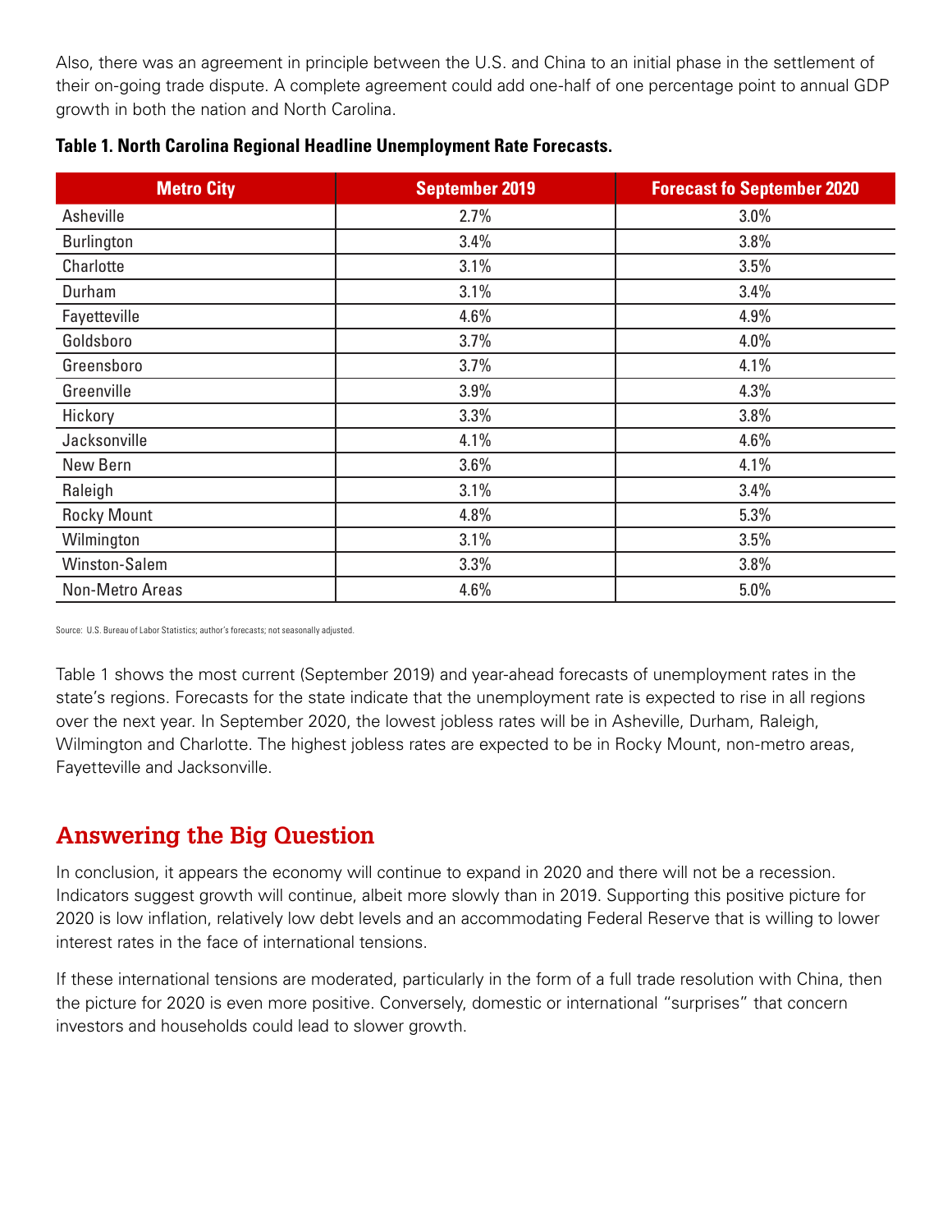Also, there was an agreement in principle between the U.S. and China to an initial phase in the settlement of their on-going trade dispute. A complete agreement could add one-half of one percentage point to annual GDP growth in both the nation and North Carolina.

**Table 1. North Carolina Regional Headline Unemployment Rate Forecasts.**

| Metro City | September 2019 | Forecast fo September 2020 |
|---|---|---|
| Asheville | 2.7% | 3.0% |
| Burlington | 3.4% | 3.8% |
| Charlotte | 3.1% | 3.5% |
| Durham | 3.1% | 3.4% |
| Fayetteville | 4.6% | 4.9% |
| Goldsboro | 3.7% | 4.0% |
| Greensboro | 3.7% | 4.1% |
| Greenville | 3.9% | 4.3% |
| Hickory | 3.3% | 3.8% |
| Jacksonville | 4.1% | 4.6% |
| New Bern | 3.6% | 4.1% |
| Raleigh | 3.1% | 3.4% |
| Rocky Mount | 4.8% | 5.3% |
| Wilmington | 3.1% | 3.5% |
| Winston-Salem | 3.3% | 3.8% |
| Non-Metro Areas | 4.6% | 5.0% |

Source: U.S. Bureau of Labor Statistics; author's forecasts; not seasonally adjusted.

Table 1 shows the most current (September 2019) and year-ahead forecasts of unemployment rates in the state's regions. Forecasts for the state indicate that the unemployment rate is expected to rise in all regions over the next year. In September 2020, the lowest jobless rates will be in Asheville, Durham, Raleigh, Wilmington and Charlotte. The highest jobless rates are expected to be in Rocky Mount, non-metro areas, Fayetteville and Jacksonville.

## Answering the Big Question

In conclusion, it appears the economy will continue to expand in 2020 and there will not be a recession. Indicators suggest growth will continue, albeit more slowly than in 2019. Supporting this positive picture for 2020 is low inflation, relatively low debt levels and an accommodating Federal Reserve that is willing to lower interest rates in the face of international tensions.

If these international tensions are moderated, particularly in the form of a full trade resolution with China, then the picture for 2020 is even more positive. Conversely, domestic or international "surprises" that concern investors and households could lead to slower growth.